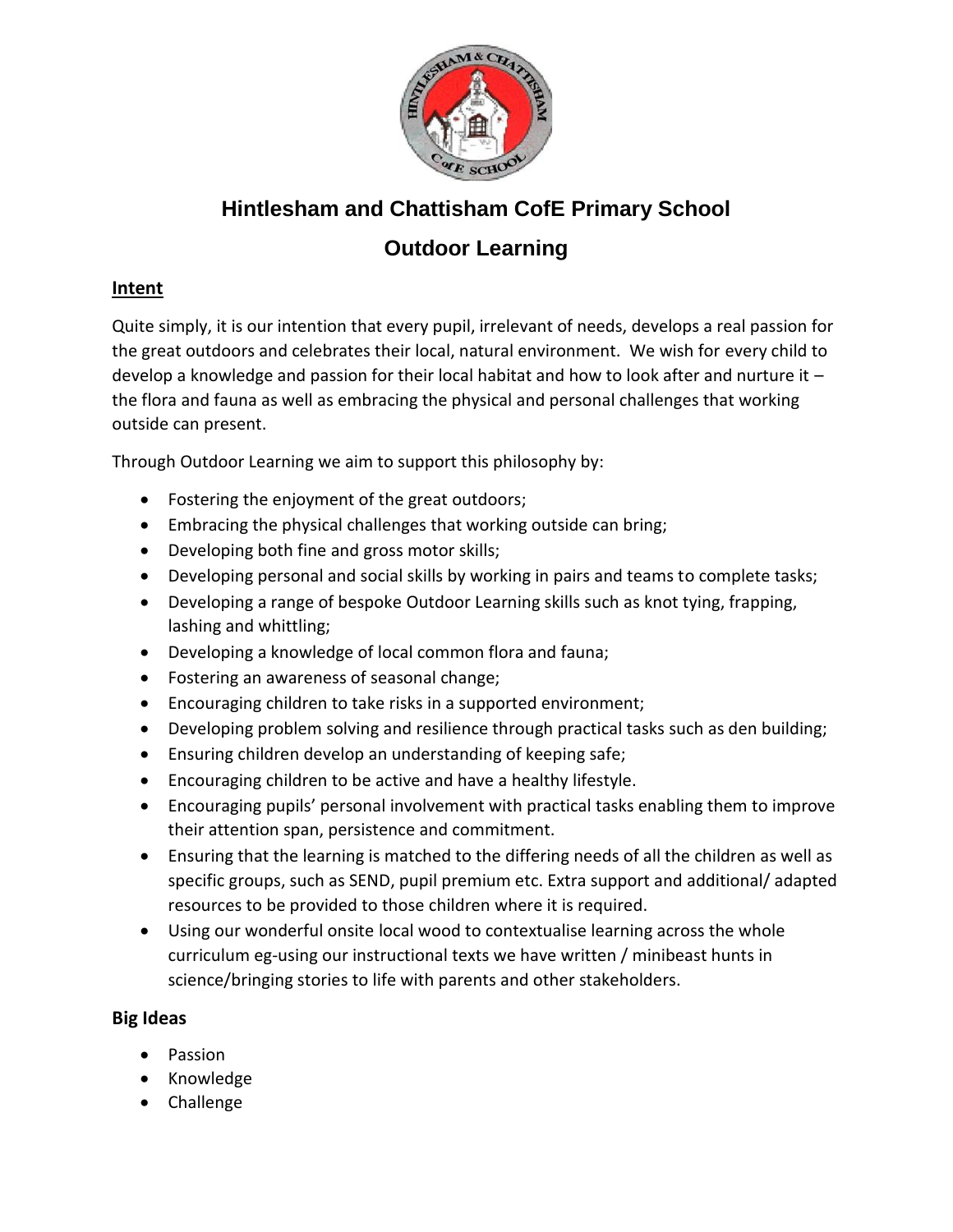# Hintlesham and Chattisham CofE Primary School

## Outdoor Learning

### Intent

Quite simply, it is our intention that every pupil, irrelevant of needs, develops a real passion for the great outdoors and celebrates their local, natural environment. We wish for every child to develop a knowledge and passion for their local habitat and how to look after and nurture it – the flora and fauna as well as embracing the physical and personal challenges that working outside can present.

Through Outdoor Learning we aim to support this philosophy by:

- Fostering the enjoyment of the great outdoors;
- Embracing the physical challenges that working outside can bring;
- Developing both fine and gross motor skills;
- Developing personal and social skills by working in pairs and teams to complete tasks;
- Developing a range of bespoke Outdoor Learning skills such as knot tying, frapping, lashing and whittling;
- Developing a knowledge of local common flora and fauna;
- Fostering an awareness of seasonal change;
- Encouraging children to take risks in a supported environment;
- Developing problem solving and resilience through practical tasks such as den building;
- Ensuring children develop an understanding of keeping safe;
- Encouraging children to be active and have a healthy lifestyle.
- Encouraging pupils' personal involvement with practical tasks enabling them to improve their attention span, persistence and commitment.
- Ensuring that the learning is matched to the differing needs of all the children as well as specific groups, such as SEND, pupil premium etc. Extra support and additional/ adapted resources to be provided to those children where it is required.
- Using our wonderful onsite local wood to contextualise learning across the whole curriculum eg-using our instructional texts we have written / minibeast hunts in science/bringing stories to life with parents and other stakeholders.

### Big Ideas

- Passion
- Knowledge
- Challenge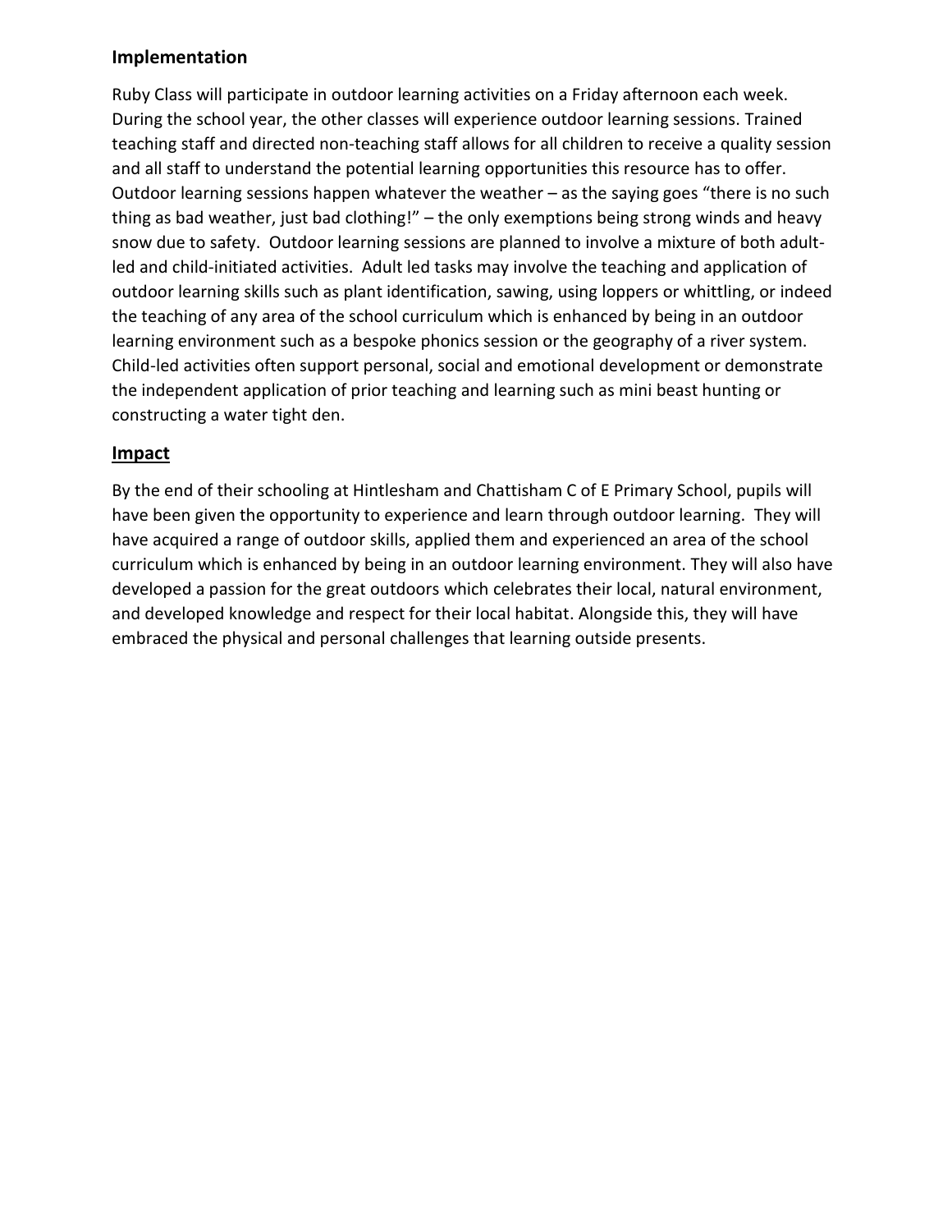## Implementation

Ruby Class will participate in outdoor learning activities on a Friday afternoon each week. During the school year, the other classes will experience outdoor learning sessions. Trained teaching staff and directed non-teaching staff allows for all children to receive a quality session and all staff to understand the potential learning opportunities this resource has to offer. Outdoor learning sessions happen whatever the weather – as the saying goes "there is no such thing as bad weather, just bad clothing!" – the only exemptions being strong winds and heavy snow due to safety. Outdoor learning sessions are planned to involve a mixture of both adult-led and child-initiated activities. Adult led tasks may involve the teaching and application of outdoor learning skills such as plant identification, sawing, using loppers or whittling, or indeed the teaching of any area of the school curriculum which is enhanced by being in an outdoor learning environment such as a bespoke phonics session or the geography of a river system. Child-led activities often support personal, social and emotional development or demonstrate the independent application of prior teaching and learning such as mini beast hunting or constructing a water tight den.

## Impact

By the end of their schooling at Hintlesham and Chattisham C of E Primary School, pupils will have been given the opportunity to experience and learn through outdoor learning. They will have acquired a range of outdoor skills, applied them and experienced an area of the school curriculum which is enhanced by being in an outdoor learning environment. They will also have developed a passion for the great outdoors which celebrates their local, natural environment, and developed knowledge and respect for their local habitat. Alongside this, they will have embraced the physical and personal challenges that learning outside presents.